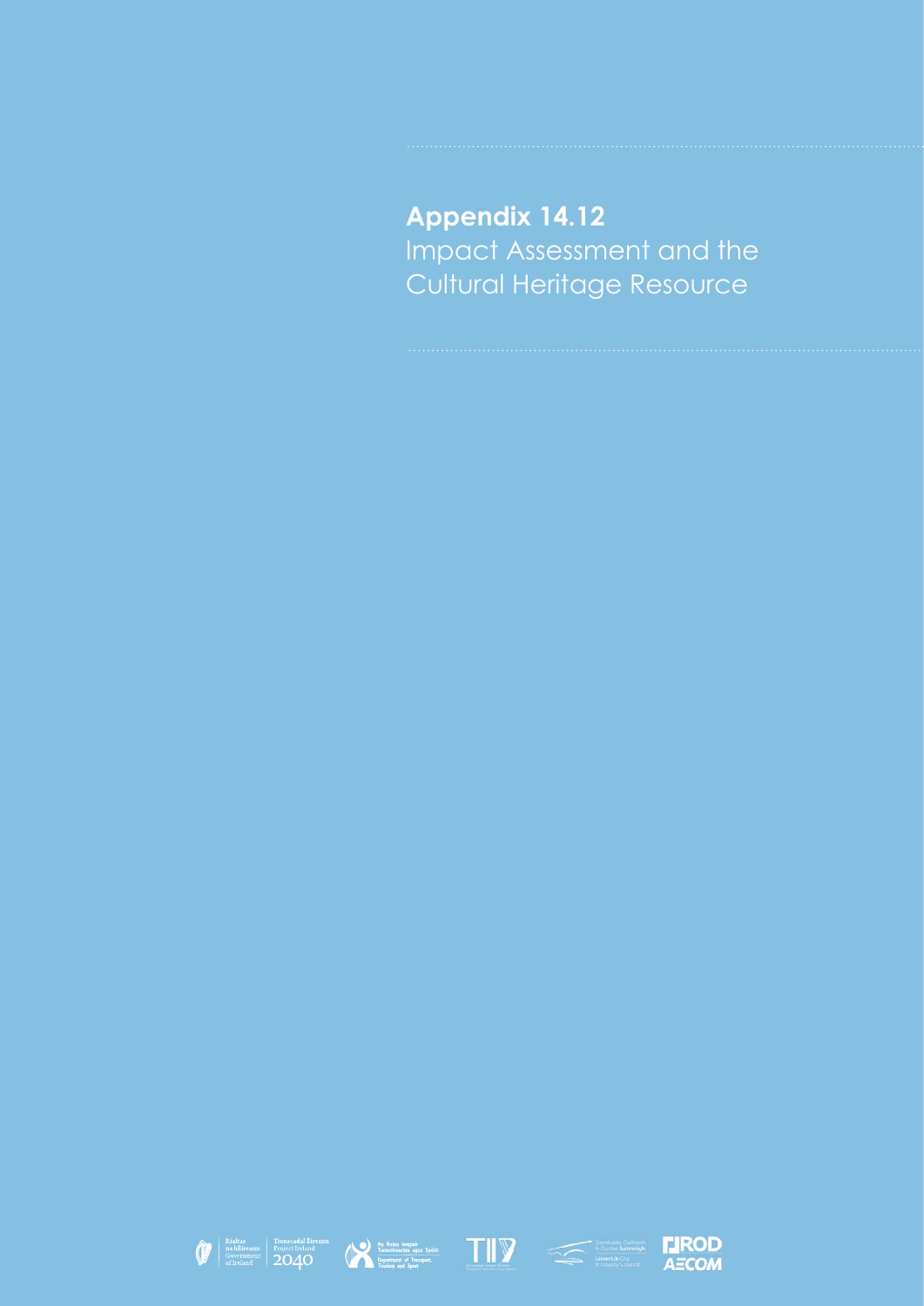# Appendix 14.12

Impact Assessment and the Cultural Heritage Resource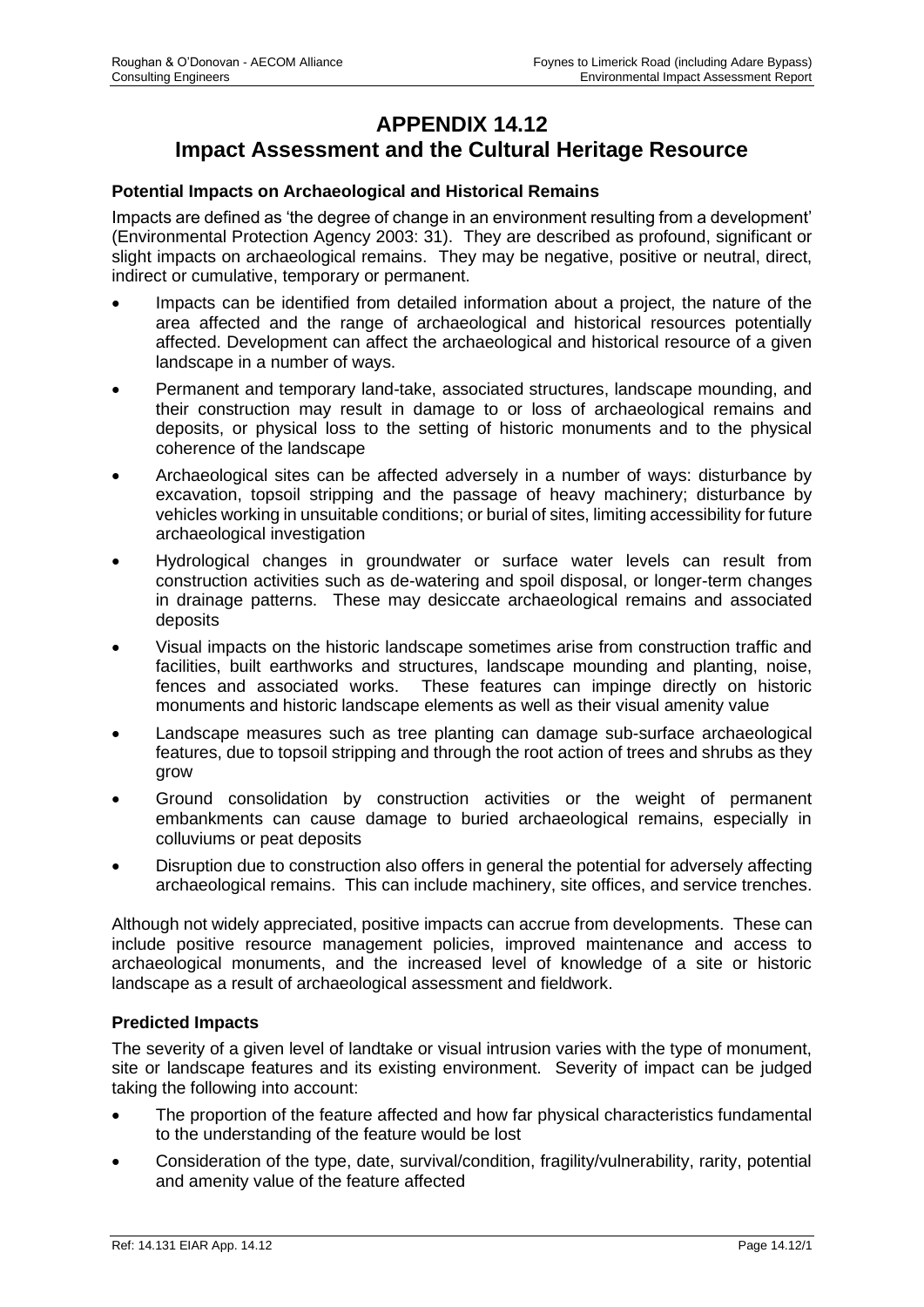# APPENDIX 14.12
# Impact Assessment and the Cultural Heritage Resource

### Potential Impacts on Archaeological and Historical Remains

Impacts are defined as 'the degree of change in an environment resulting from a development' (Environmental Protection Agency 2003: 31). They are described as profound, significant or slight impacts on archaeological remains. They may be negative, positive or neutral, direct, indirect or cumulative, temporary or permanent.

- Impacts can be identified from detailed information about a project, the nature of the area affected and the range of archaeological and historical resources potentially affected. Development can affect the archaeological and historical resource of a given landscape in a number of ways.
- Permanent and temporary land-take, associated structures, landscape mounding, and their construction may result in damage to or loss of archaeological remains and deposits, or physical loss to the setting of historic monuments and to the physical coherence of the landscape
- Archaeological sites can be affected adversely in a number of ways: disturbance by excavation, topsoil stripping and the passage of heavy machinery; disturbance by vehicles working in unsuitable conditions; or burial of sites, limiting accessibility for future archaeological investigation
- Hydrological changes in groundwater or surface water levels can result from construction activities such as de-watering and spoil disposal, or longer-term changes in drainage patterns. These may desiccate archaeological remains and associated deposits
- Visual impacts on the historic landscape sometimes arise from construction traffic and facilities, built earthworks and structures, landscape mounding and planting, noise, fences and associated works. These features can impinge directly on historic monuments and historic landscape elements as well as their visual amenity value
- Landscape measures such as tree planting can damage sub-surface archaeological features, due to topsoil stripping and through the root action of trees and shrubs as they grow
- Ground consolidation by construction activities or the weight of permanent embankments can cause damage to buried archaeological remains, especially in colluviums or peat deposits
- Disruption due to construction also offers in general the potential for adversely affecting archaeological remains. This can include machinery, site offices, and service trenches.

Although not widely appreciated, positive impacts can accrue from developments. These can include positive resource management policies, improved maintenance and access to archaeological monuments, and the increased level of knowledge of a site or historic landscape as a result of archaeological assessment and fieldwork.

### Predicted Impacts

The severity of a given level of landtake or visual intrusion varies with the type of monument, site or landscape features and its existing environment. Severity of impact can be judged taking the following into account:

- The proportion of the feature affected and how far physical characteristics fundamental to the understanding of the feature would be lost
- Consideration of the type, date, survival/condition, fragility/vulnerability, rarity, potential and amenity value of the feature affected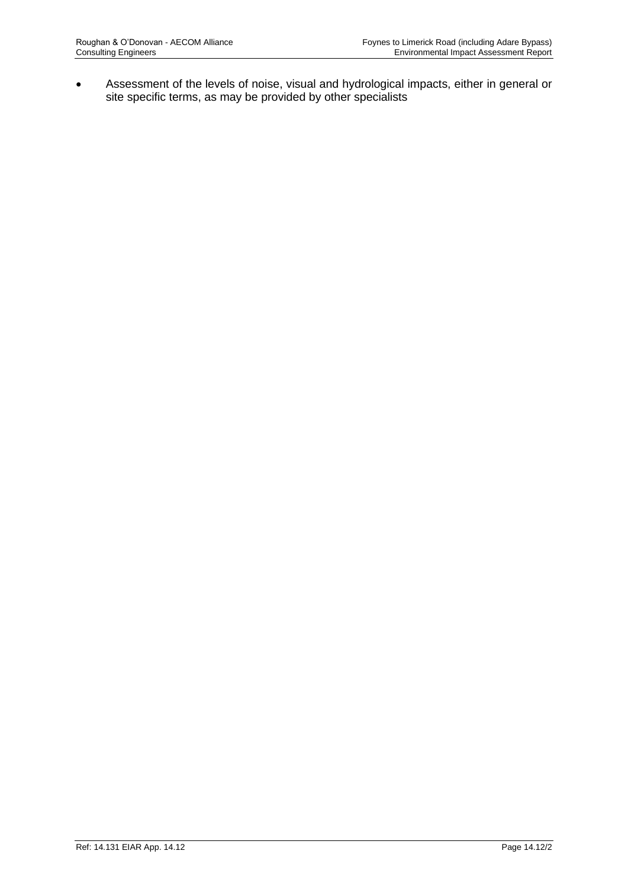- Assessment of the levels of noise, visual and hydrological impacts, either in general or site specific terms, as may be provided by other specialists